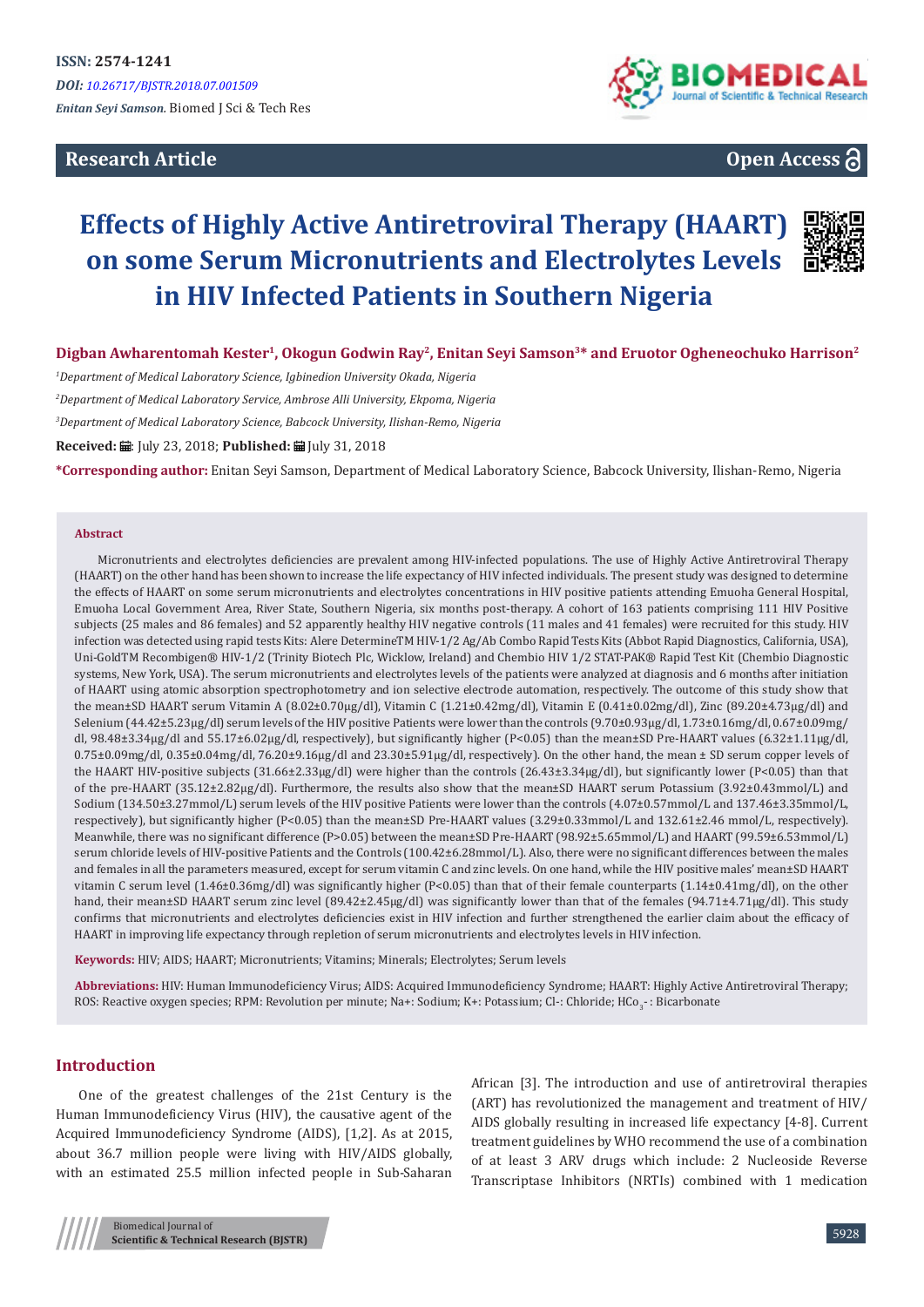ISSN: 2574-1241

*DOI: 10.26717/BJSTR.2018.07.001509*

*Enitan Seyi Samson.* Biomed J Sci & Tech Res

**Research Article** **Open Access**

# Effects of Highly Active Antiretroviral Therapy (HAART) on some Serum Micronutrients and Electrolytes Levels in HIV Infected Patients in Southern Nigeria

**Digban Awharentomah Kester[1], Okogun Godwin Ray[2], Enitan Seyi Samson[3]* and Eruotor Ogheneochuko Harrison[2]**

*[1]Department of Medical Laboratory Science, Igbinedion University Okada, Nigeria*

*[2]Department of Medical Laboratory Service, Ambrose Alli University, Ekpoma, Nigeria*

*[3]Department of Medical Laboratory Science, Babcock University, Ilishan-Remo, Nigeria*

**Received:** July 23, 2018; **Published:** July 31, 2018

***Corresponding author:** Enitan Seyi Samson, Department of Medical Laboratory Science, Babcock University, Ilishan-Remo, Nigeria

## Abstract

Micronutrients and electrolytes deficiencies are prevalent among HIV-infected populations. The use of Highly Active Antiretroviral Therapy (HAART) on the other hand has been shown to increase the life expectancy of HIV infected individuals. The present study was designed to determine the effects of HAART on some serum micronutrients and electrolytes concentrations in HIV positive patients attending Emuoha General Hospital, Emuoha Local Government Area, River State, Southern Nigeria, six months post-therapy. A cohort of 163 patients comprising 111 HIV Positive subjects (25 males and 86 females) and 52 apparently healthy HIV negative controls (11 males and 41 females) were recruited for this study. HIV infection was detected using rapid tests Kits: Alere DetermineTM HIV-1/2 Ag/Ab Combo Rapid Tests Kits (Abbot Rapid Diagnostics, California, USA), Uni-GoldTM Recombigen® HIV-1/2 (Trinity Biotech Plc, Wicklow, Ireland) and Chembio HIV 1/2 STAT-PAK® Rapid Test Kit (Chembio Diagnostic systems, New York, USA). The serum micronutrients and electrolytes levels of the patients were analyzed at diagnosis and 6 months after initiation of HAART using atomic absorption spectrophotometry and ion selective electrode automation, respectively. The outcome of this study show that the mean±SD HAART serum Vitamin A (8.02±0.70µg/dl), Vitamin C (1.21±0.42mg/dl), Vitamin E (0.41±0.02mg/dl), Zinc (89.20±4.73µg/dl) and Selenium (44.42±5.23µg/dl) serum levels of the HIV positive Patients were lower than the controls (9.70±0.93µg/dl, 1.73±0.16mg/dl, 0.67±0.09mg/dl, 98.48±3.34µg/dl and 55.17±6.02µg/dl, respectively), but significantly higher (P<0.05) than the mean±SD Pre-HAART values (6.32±1.11µg/dl, 0.75±0.09mg/dl, 0.35±0.04mg/dl, 76.20±9.16µg/dl and 23.30±5.91µg/dl, respectively). On the other hand, the mean ± SD serum copper levels of the HAART HIV-positive subjects (31.66±2.33µg/dl) were higher than the controls (26.43±3.34µg/dl), but significantly lower (P<0.05) than that of the pre-HAART (35.12±2.82µg/dl). Furthermore, the results also show that the mean±SD HAART serum Potassium (3.92±0.43mmol/L) and Sodium (134.50±3.27mmol/L) serum levels of the HIV positive Patients were lower than the controls (4.07±0.57mmol/L and 137.46±3.35mmol/L, respectively), but significantly higher (P<0.05) than the mean±SD Pre-HAART values (3.29±0.33mmol/L and 132.61±2.46 mmol/L, respectively). Meanwhile, there was no significant difference (P>0.05) between the mean±SD Pre-HAART (98.92±5.65mmol/L) and HAART (99.59±6.53mmol/L) serum chloride levels of HIV-positive Patients and the Controls (100.42±6.28mmol/L). Also, there were no significant differences between the males and females in all the parameters measured, except for serum vitamin C and zinc levels. On one hand, while the HIV positive males' mean±SD HAART vitamin C serum level (1.46±0.36mg/dl) was significantly higher (P<0.05) than that of their female counterparts (1.14±0.41mg/dl), on the other hand, their mean±SD HAART serum zinc level (89.42±2.45µg/dl) was significantly lower than that of the females (94.71±4.71µg/dl). This study confirms that micronutrients and electrolytes deficiencies exist in HIV infection and further strengthened the earlier claim about the efficacy of HAART in improving life expectancy through repletion of serum micronutrients and electrolytes levels in HIV infection.

**Keywords:** HIV; AIDS; HAART; Micronutrients; Vitamins; Minerals; Electrolytes; Serum levels

**Abbreviations:** HIV: Human Immunodeficiency Virus; AIDS: Acquired Immunodeficiency Syndrome; HAART: Highly Active Antiretroviral Therapy; ROS: Reactive oxygen species; RPM: Revolution per minute; Na+: Sodium; K+: Potassium; Cl-: Chloride; $HCo_3$- : Bicarbonate

## Introduction

One of the greatest challenges of the 21st Century is the Human Immunodeficiency Virus (HIV), the causative agent of the Acquired Immunodeficiency Syndrome (AIDS), [1,2]. As at 2015, about 36.7 million people were living with HIV/AIDS globally, with an estimated 25.5 million infected people in Sub-Saharan African [3]. The introduction and use of antiretroviral therapies (ART) has revolutionized the management and treatment of HIV/AIDS globally resulting in increased life expectancy [4-8]. Current treatment guidelines by WHO recommend the use of a combination of at least 3 ARV drugs which include: 2 Nucleoside Reverse Transcriptase Inhibitors (NRTIs) combined with 1 medication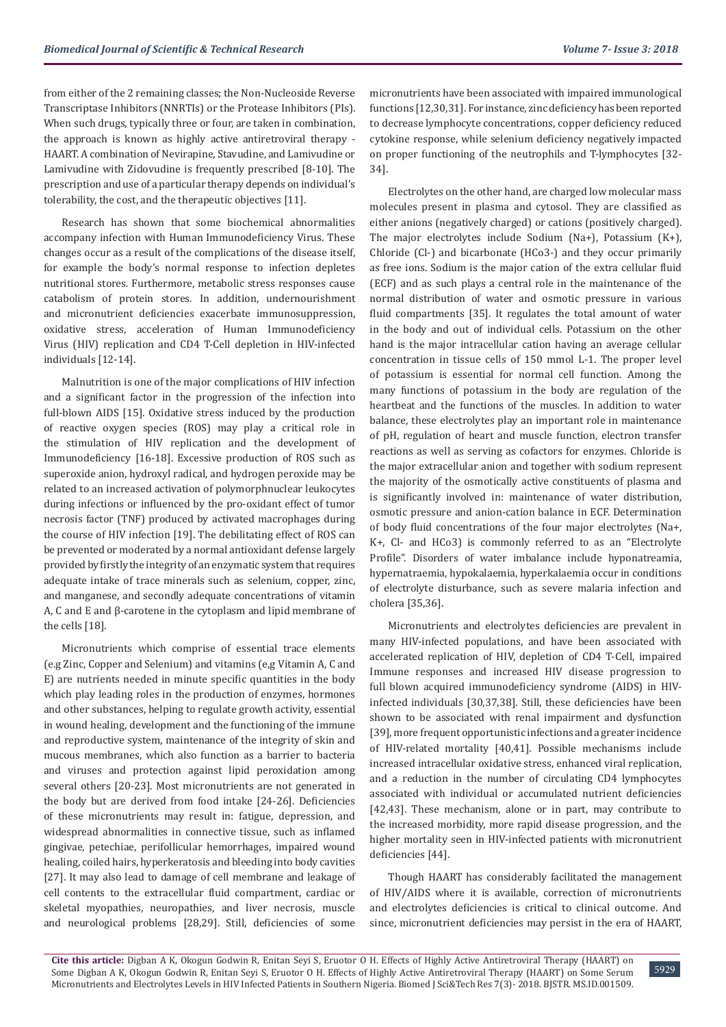from either of the 2 remaining classes; the Non-Nucleoside Reverse Transcriptase Inhibitors (NNRTIs) or the Protease Inhibitors (PIs). When such drugs, typically three or four, are taken in combination, the approach is known as highly active antiretroviral therapy - HAART. A combination of Nevirapine, Stavudine, and Lamivudine or Lamivudine with Zidovudine is frequently prescribed [8-10]. The prescription and use of a particular therapy depends on individual's tolerability, the cost, and the therapeutic objectives [11].

Research has shown that some biochemical abnormalities accompany infection with Human Immunodeficiency Virus. These changes occur as a result of the complications of the disease itself, for example the body's normal response to infection depletes nutritional stores. Furthermore, metabolic stress responses cause catabolism of protein stores. In addition, undernourishment and micronutrient deficiencies exacerbate immunosuppression, oxidative stress, acceleration of Human Immunodeficiency Virus (HIV) replication and CD4 T-Cell depletion in HIV-infected individuals [12-14].

Malnutrition is one of the major complications of HIV infection and a significant factor in the progression of the infection into full-blown AIDS [15]. Oxidative stress induced by the production of reactive oxygen species (ROS) may play a critical role in the stimulation of HIV replication and the development of Immunodeficiency [16-18]. Excessive production of ROS such as superoxide anion, hydroxyl radical, and hydrogen peroxide may be related to an increased activation of polymorphnuclear leukocytes during infections or influenced by the pro-oxidant effect of tumor necrosis factor (TNF) produced by activated macrophages during the course of HIV infection [19]. The debilitating effect of ROS can be prevented or moderated by a normal antioxidant defense largely provided by firstly the integrity of an enzymatic system that requires adequate intake of trace minerals such as selenium, copper, zinc, and manganese, and secondly adequate concentrations of vitamin A, C and E and β-carotene in the cytoplasm and lipid membrane of the cells [18].

Micronutrients which comprise of essential trace elements (e.g Zinc, Copper and Selenium) and vitamins (e,g Vitamin A, C and E) are nutrients needed in minute specific quantities in the body which play leading roles in the production of enzymes, hormones and other substances, helping to regulate growth activity, essential in wound healing, development and the functioning of the immune and reproductive system, maintenance of the integrity of skin and mucous membranes, which also function as a barrier to bacteria and viruses and protection against lipid peroxidation among several others [20-23]. Most micronutrients are not generated in the body but are derived from food intake [24-26]. Deficiencies of these micronutrients may result in: fatigue, depression, and widespread abnormalities in connective tissue, such as inflamed gingivae, petechiae, perifollicular hemorrhages, impaired wound healing, coiled hairs, hyperkeratosis and bleeding into body cavities [27]. It may also lead to damage of cell membrane and leakage of cell contents to the extracellular fluid compartment, cardiac or skeletal myopathies, neuropathies, and liver necrosis, muscle and neurological problems [28,29]. Still, deficiencies of some micronutrients have been associated with impaired immunological functions [12,30,31]. For instance, zinc deficiency has been reported to decrease lymphocyte concentrations, copper deficiency reduced cytokine response, while selenium deficiency negatively impacted on proper functioning of the neutrophils and T-lymphocytes [32-34].

Electrolytes on the other hand, are charged low molecular mass molecules present in plasma and cytosol. They are classified as either anions (negatively charged) or cations (positively charged). The major electrolytes include Sodium ($Na^+$), Potassium ($K^+$), Chloride ($Cl^-$) and bicarbonate ($HCo3^-$) and they occur primarily as free ions. Sodium is the major cation of the extra cellular fluid (ECF) and as such plays a central role in the maintenance of the normal distribution of water and osmotic pressure in various fluid compartments [35]. It regulates the total amount of water in the body and out of individual cells. Potassium on the other hand is the major intracellular cation having an average cellular concentration in tissue cells of 150 mmol L-1. The proper level of potassium is essential for normal cell function. Among the many functions of potassium in the body are regulation of the heartbeat and the functions of the muscles. In addition to water balance, these electrolytes play an important role in maintenance of pH, regulation of heart and muscle function, electron transfer reactions as well as serving as cofactors for enzymes. Chloride is the major extracellular anion and together with sodium represent the majority of the osmotically active constituents of plasma and is significantly involved in: maintenance of water distribution, osmotic pressure and anion-cation balance in ECF. Determination of body fluid concentrations of the four major electrolytes ($Na^+$, $K^+$, $Cl^-$ and $HCo3$) is commonly referred to as an "Electrolyte Profile". Disorders of water imbalance include hyponatreamia, hypernatraemia, hypokalaemia, hyperkalaemia occur in conditions of electrolyte disturbance, such as severe malaria infection and cholera [35,36].

Micronutrients and electrolytes deficiencies are prevalent in many HIV-infected populations, and have been associated with accelerated replication of HIV, depletion of CD4 T-Cell, impaired Immune responses and increased HIV disease progression to full blown acquired immunodeficiency syndrome (AIDS) in HIV-infected individuals [30,37,38]. Still, these deficiencies have been shown to be associated with renal impairment and dysfunction [39], more frequent opportunistic infections and a greater incidence of HIV-related mortality [40,41]. Possible mechanisms include increased intracellular oxidative stress, enhanced viral replication, and a reduction in the number of circulating CD4 lymphocytes associated with individual or accumulated nutrient deficiencies [42,43]. These mechanism, alone or in part, may contribute to the increased morbidity, more rapid disease progression, and the higher mortality seen in HIV-infected patients with micronutrient deficiencies [44].

Though HAART has considerably facilitated the management of HIV/AIDS where it is available, correction of micronutrients and electrolytes deficiencies is critical to clinical outcome. And since, micronutrient deficiencies may persist in the era of HAART,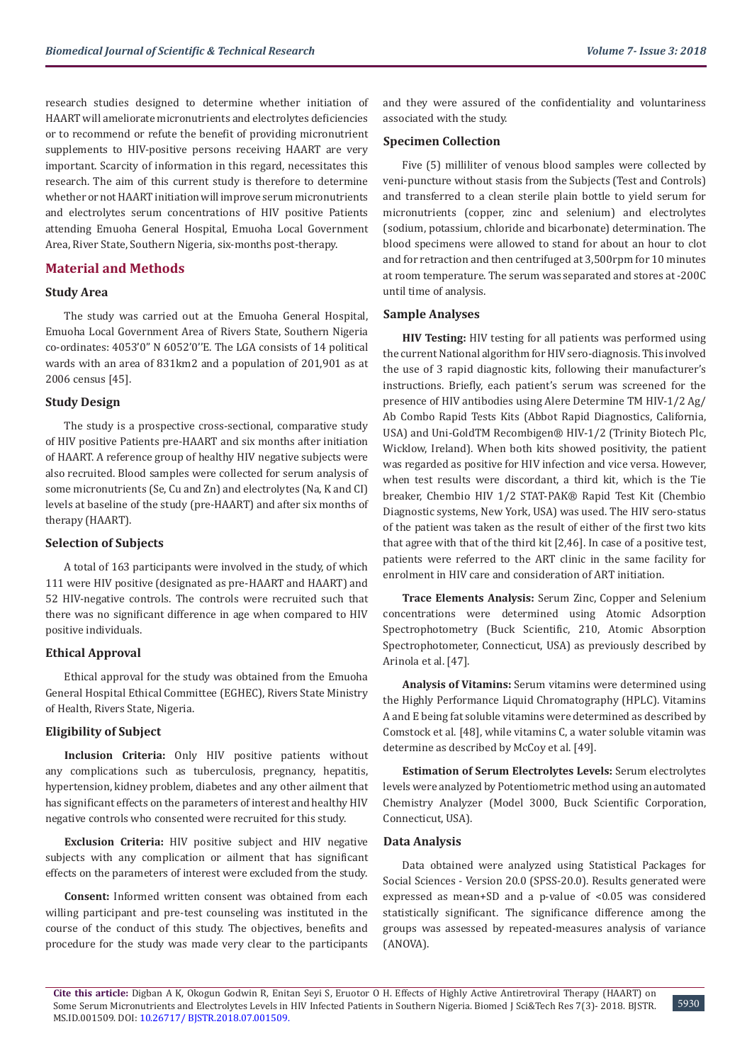research studies designed to determine whether initiation of HAART will ameliorate micronutrients and electrolytes deficiencies or to recommend or refute the benefit of providing micronutrient supplements to HIV-positive persons receiving HAART are very important. Scarcity of information in this regard, necessitates this research. The aim of this current study is therefore to determine whether or not HAART initiation will improve serum micronutrients and electrolytes serum concentrations of HIV positive Patients attending Emuoha General Hospital, Emuoha Local Government Area, River State, Southern Nigeria, six-months post-therapy.

## Material and Methods

### Study Area

The study was carried out at the Emuoha General Hospital, Emuoha Local Government Area of Rivers State, Southern Nigeria co-ordinates: 4053'0" N 6052'0''E. The LGA consists of 14 political wards with an area of 831km2 and a population of 201,901 as at 2006 census [45].

### Study Design

The study is a prospective cross-sectional, comparative study of HIV positive Patients pre-HAART and six months after initiation of HAART. A reference group of healthy HIV negative subjects were also recruited. Blood samples were collected for serum analysis of some micronutrients (Se, Cu and Zn) and electrolytes (Na, K and Cl) levels at baseline of the study (pre-HAART) and after six months of therapy (HAART).

### Selection of Subjects

A total of 163 participants were involved in the study, of which 111 were HIV positive (designated as pre-HAART and HAART) and 52 HIV-negative controls. The controls were recruited such that there was no significant difference in age when compared to HIV positive individuals.

### Ethical Approval

Ethical approval for the study was obtained from the Emuoha General Hospital Ethical Committee (EGHEC), Rivers State Ministry of Health, Rivers State, Nigeria.

### Eligibility of Subject

**Inclusion Criteria:** Only HIV positive patients without any complications such as tuberculosis, pregnancy, hepatitis, hypertension, kidney problem, diabetes and any other ailment that has significant effects on the parameters of interest and healthy HIV negative controls who consented were recruited for this study.

**Exclusion Criteria:** HIV positive subject and HIV negative subjects with any complication or ailment that has significant effects on the parameters of interest were excluded from the study.

**Consent:** Informed written consent was obtained from each willing participant and pre-test counseling was instituted in the course of the conduct of this study. The objectives, benefits and procedure for the study was made very clear to the participants and they were assured of the confidentiality and voluntariness associated with the study.

### Specimen Collection

Five (5) milliliter of venous blood samples were collected by veni-puncture without stasis from the Subjects (Test and Controls) and transferred to a clean sterile plain bottle to yield serum for micronutrients (copper, zinc and selenium) and electrolytes (sodium, potassium, chloride and bicarbonate) determination. The blood specimens were allowed to stand for about an hour to clot and for retraction and then centrifuged at 3,500rpm for 10 minutes at room temperature. The serum was separated and stores at -200C until time of analysis.

### Sample Analyses

**HIV Testing:** HIV testing for all patients was performed using the current National algorithm for HIV sero-diagnosis. This involved the use of 3 rapid diagnostic kits, following their manufacturer's instructions. Briefly, each patient's serum was screened for the presence of HIV antibodies using Alere Determine TM HIV-1/2 Ag/Ab Combo Rapid Tests Kits (Abbot Rapid Diagnostics, California, USA) and Uni-GoldTM Recombigen® HIV-1/2 (Trinity Biotech Plc, Wicklow, Ireland). When both kits showed positivity, the patient was regarded as positive for HIV infection and vice versa. However, when test results were discordant, a third kit, which is the Tie breaker, Chembio HIV 1/2 STAT-PAK® Rapid Test Kit (Chembio Diagnostic systems, New York, USA) was used. The HIV sero-status of the patient was taken as the result of either of the first two kits that agree with that of the third kit [2,46]. In case of a positive test, patients were referred to the ART clinic in the same facility for enrolment in HIV care and consideration of ART initiation.

**Trace Elements Analysis:** Serum Zinc, Copper and Selenium concentrations were determined using Atomic Adsorption Spectrophotometry (Buck Scientific, 210, Atomic Absorption Spectrophotometer, Connecticut, USA) as previously described by Arinola et al. [47].

**Analysis of Vitamins:** Serum vitamins were determined using the Highly Performance Liquid Chromatography (HPLC). Vitamins A and E being fat soluble vitamins were determined as described by Comstock et al. [48], while vitamins C, a water soluble vitamin was determine as described by McCoy et al. [49].

**Estimation of Serum Electrolytes Levels:** Serum electrolytes levels were analyzed by Potentiometric method using an automated Chemistry Analyzer (Model 3000, Buck Scientific Corporation, Connecticut, USA).

### Data Analysis

Data obtained were analyzed using Statistical Packages for Social Sciences - Version 20.0 (SPSS-20.0). Results generated were expressed as mean+SD and a p-value of <0.05 was considered statistically significant. The significance difference among the groups was assessed by repeated-measures analysis of variance (ANOVA).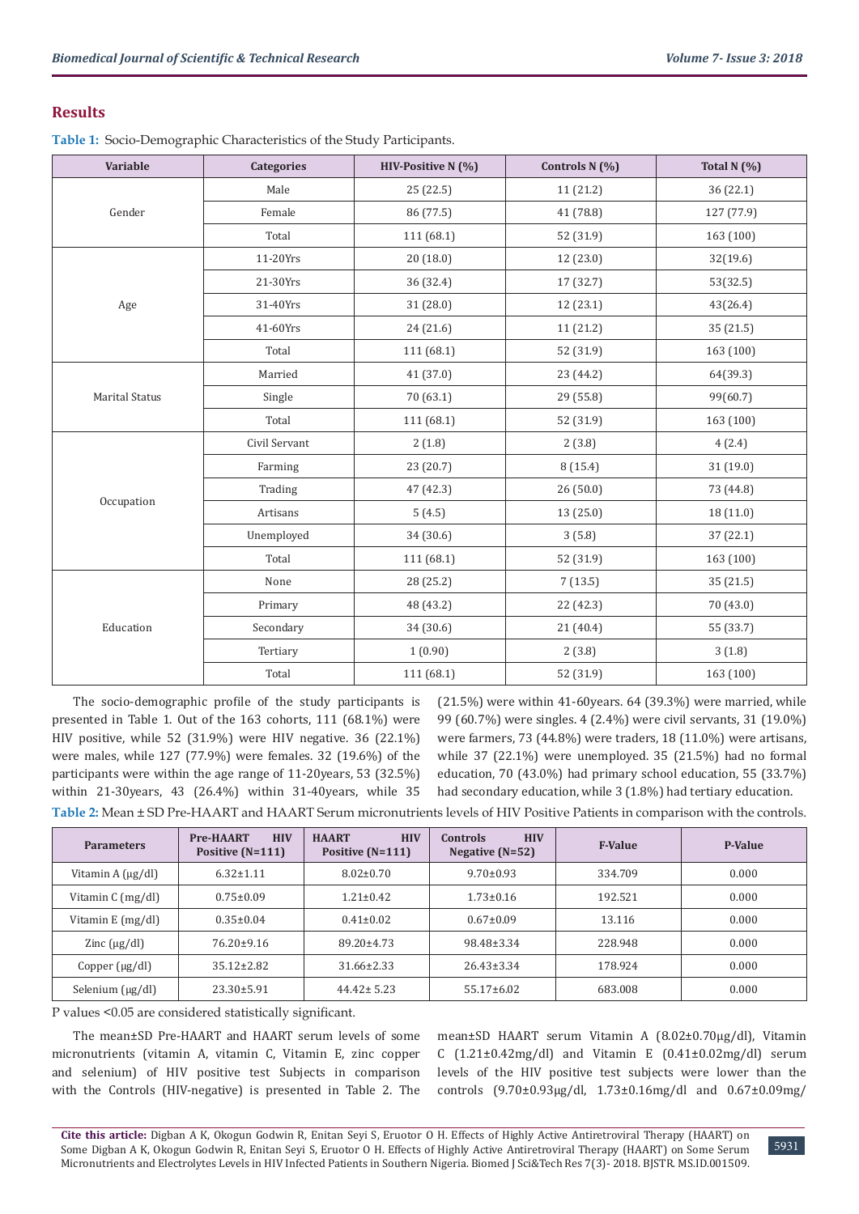## Results

**Table 1:** Socio-Demographic Characteristics of the Study Participants.

| Variable | Categories | HIV-Positive N (%) | Controls N (%) | Total N (%) |
|---|---|---|---|---|
| Gender | Male | 25 (22.5) | 11 (21.2) | 36 (22.1) |
| | Female | 86 (77.5) | 41 (78.8) | 127 (77.9) |
| | Total | 111 (68.1) | 52 (31.9) | 163 (100) |
| Age | 11-20Yrs | 20 (18.0) | 12 (23.0) | 32(19.6) |
| | 21-30Yrs | 36 (32.4) | 17 (32.7) | 53(32.5) |
| | 31-40Yrs | 31 (28.0) | 12 (23.1) | 43(26.4) |
| | 41-60Yrs | 24 (21.6) | 11 (21.2) | 35 (21.5) |
| | Total | 111 (68.1) | 52 (31.9) | 163 (100) |
| Marital Status | Married | 41 (37.0) | 23 (44.2) | 64(39.3) |
| | Single | 70 (63.1) | 29 (55.8) | 99(60.7) |
| | Total | 111 (68.1) | 52 (31.9) | 163 (100) |
| Occupation | Civil Servant | 2 (1.8) | 2 (3.8) | 4 (2.4) |
| | Farming | 23 (20.7) | 8 (15.4) | 31 (19.0) |
| | Trading | 47 (42.3) | 26 (50.0) | 73 (44.8) |
| | Artisans | 5 (4.5) | 13 (25.0) | 18 (11.0) |
| | Unemployed | 34 (30.6) | 3 (5.8) | 37 (22.1) |
| | Total | 111 (68.1) | 52 (31.9) | 163 (100) |
| Education | None | 28 (25.2) | 7 (13.5) | 35 (21.5) |
| | Primary | 48 (43.2) | 22 (42.3) | 70 (43.0) |
| | Secondary | 34 (30.6) | 21 (40.4) | 55 (33.7) |
| | Tertiary | 1 (0.90) | 2 (3.8) | 3 (1.8) |
| | Total | 111 (68.1) | 52 (31.9) | 163 (100) |

The socio-demographic profile of the study participants is presented in Table 1. Out of the 163 cohorts, 111 (68.1%) were HIV positive, while 52 (31.9%) were HIV negative. 36 (22.1%) were males, while 127 (77.9%) were females. 32 (19.6%) of the participants were within the age range of 11-20years, 53 (32.5%) within 21-30years, 43 (26.4%) within 31-40years, while 35 (21.5%) were within 41-60years. 64 (39.3%) were married, while 99 (60.7%) were singles. 4 (2.4%) were civil servants, 31 (19.0%) were farmers, 73 (44.8%) were traders, 18 (11.0%) were artisans, while 37 (22.1%) were unemployed. 35 (21.5%) had no formal education, 70 (43.0%) had primary school education, 55 (33.7%) had secondary education, while 3 (1.8%) had tertiary education.

**Table 2:** Mean ± SD Pre-HAART and HAART Serum micronutrients levels of HIV Positive Patients in comparison with the controls.

| Parameters | Pre-HAART HIV Positive (N=111) | HAART HIV Positive (N=111) | Controls HIV Negative (N=52) | F-Value | P-Value |
|---|---|---|---|---|---|
| Vitamin A (μg/dl) | 6.32±1.11 | 8.02±0.70 | 9.70±0.93 | 334.709 | 0.000 |
| Vitamin C (mg/dl) | 0.75±0.09 | 1.21±0.42 | 1.73±0.16 | 192.521 | 0.000 |
| Vitamin E (mg/dl) | 0.35±0.04 | 0.41±0.02 | 0.67±0.09 | 13.116 | 0.000 |
| Zinc (μg/dl) | 76.20±9.16 | 89.20±4.73 | 98.48±3.34 | 228.948 | 0.000 |
| Copper (μg/dl) | 35.12±2.82 | 31.66±2.33 | 26.43±3.34 | 178.924 | 0.000 |
| Selenium (μg/dl) | 23.30±5.91 | 44.42± 5.23 | 55.17±6.02 | 683.008 | 0.000 |

P values <0.05 are considered statistically significant.

The mean±SD Pre-HAART and HAART serum levels of some micronutrients (vitamin A, vitamin C, Vitamin E, zinc copper and selenium) of HIV positive test Subjects in comparison with the Controls (HIV-negative) is presented in Table 2. The mean±SD HAART serum Vitamin A (8.02±0.70μg/dl), Vitamin C (1.21±0.42mg/dl) and Vitamin E (0.41±0.02mg/dl) serum levels of the HIV positive test subjects were lower than the controls (9.70±0.93μg/dl, 1.73±0.16mg/dl and 0.67±0.09mg/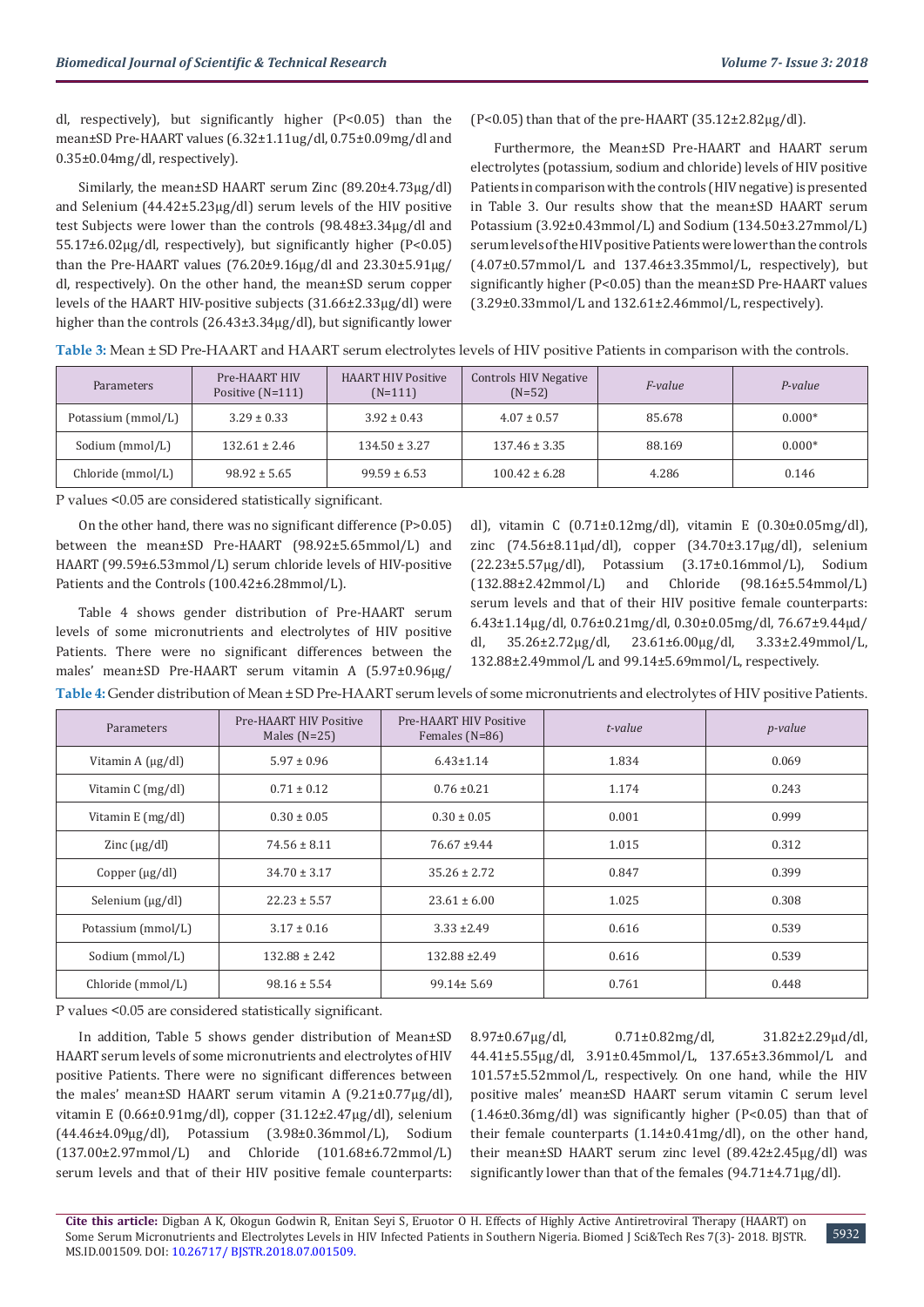dl, respectively), but significantly higher (P<0.05) than the mean±SD Pre-HAART values (6.32±1.11ug/dl, 0.75±0.09mg/dl and 0.35±0.04mg/dl, respectively).

Similarly, the mean±SD HAART serum Zinc (89.20±4.73µg/dl) and Selenium (44.42±5.23µg/dl) serum levels of the HIV positive test Subjects were lower than the controls (98.48±3.34µg/dl and 55.17±6.02µg/dl, respectively), but significantly higher (P<0.05) than the Pre-HAART values (76.20±9.16µg/dl and 23.30±5.91µg/dl, respectively). On the other hand, the mean±SD serum copper levels of the HAART HIV-positive subjects (31.66±2.33µg/dl) were higher than the controls (26.43±3.34µg/dl), but significantly lower (P<0.05) than that of the pre-HAART (35.12±2.82µg/dl).

Furthermore, the Mean±SD Pre-HAART and HAART serum electrolytes (potassium, sodium and chloride) levels of HIV positive Patients in comparison with the controls (HIV negative) is presented in Table 3. Our results show that the mean±SD HAART serum Potassium (3.92±0.43mmol/L) and Sodium (134.50±3.27mmol/L) serum levels of the HIV positive Patients were lower than the controls (4.07±0.57mmol/L and 137.46±3.35mmol/L, respectively), but significantly higher (P<0.05) than the mean±SD Pre-HAART values (3.29±0.33mmol/L and 132.61±2.46mmol/L, respectively).

**Table 3:** Mean ± SD Pre-HAART and HAART serum electrolytes levels of HIV positive Patients in comparison with the controls.

| Parameters | Pre-HAART HIV Positive (N=111) | HAART HIV Positive (N=111) | Controls HIV Negative (N=52) | *F-value* | *P-value* |
|---|---|---|---|---|---|
| Potassium (mmol/L) | 3.29 ± 0.33 | 3.92 ± 0.43 | 4.07 ± 0.57 | 85.678 | 0.000* |
| Sodium (mmol/L) | 132.61 ± 2.46 | 134.50 ± 3.27 | 137.46 ± 3.35 | 88.169 | 0.000* |
| Chloride (mmol/L) | 98.92 ± 5.65 | 99.59 ± 6.53 | 100.42 ± 6.28 | 4.286 | 0.146 |

P values <0.05 are considered statistically significant.

On the other hand, there was no significant difference (P>0.05) between the mean±SD Pre-HAART (98.92±5.65mmol/L) and HAART (99.59±6.53mmol/L) serum chloride levels of HIV-positive Patients and the Controls (100.42±6.28mmol/L).

Table 4 shows gender distribution of Pre-HAART serum levels of some micronutrients and electrolytes of HIV positive Patients. There were no significant differences between the males' mean±SD Pre-HAART serum vitamin A (5.97±0.96µg/dl), vitamin C (0.71±0.12mg/dl), vitamin E (0.30±0.05mg/dl), zinc (74.56±8.11µd/dl), copper (34.70±3.17µg/dl), selenium (22.23±5.57µg/dl), Potassium (3.17±0.16mmol/L), Sodium (132.88±2.42mmol/L) and Chloride (98.16±5.54mmol/L) serum levels and that of their HIV positive female counterparts: 6.43±1.14µg/dl, 0.76±0.21mg/dl, 0.30±0.05mg/dl, 76.67±9.44µd/dl, 35.26±2.72µg/dl, 23.61±6.00µg/dl, 3.33±2.49mmol/L, 132.88±2.49mmol/L and 99.14±5.69mmol/L, respectively.

**Table 4:** Gender distribution of Mean ± SD Pre-HAART serum levels of some micronutrients and electrolytes of HIV positive Patients.

| Parameters | Pre-HAART HIV Positive Males (N=25) | Pre-HAART HIV Positive Females (N=86) | *t-value* | *p-value* |
|---|---|---|---|---|
| Vitamin A (µg/dl) | 5.97 ± 0.96 | 6.43±1.14 | 1.834 | 0.069 |
| Vitamin C (mg/dl) | 0.71 ± 0.12 | 0.76 ±0.21 | 1.174 | 0.243 |
| Vitamin E (mg/dl) | 0.30 ± 0.05 | 0.30 ± 0.05 | 0.001 | 0.999 |
| Zinc (µg/dl) | 74.56 ± 8.11 | 76.67 ±9.44 | 1.015 | 0.312 |
| Copper (µg/dl) | 34.70 ± 3.17 | 35.26 ± 2.72 | 0.847 | 0.399 |
| Selenium (µg/dl) | 22.23 ± 5.57 | 23.61 ± 6.00 | 1.025 | 0.308 |
| Potassium (mmol/L) | 3.17 ± 0.16 | 3.33 ±2.49 | 0.616 | 0.539 |
| Sodium (mmol/L) | 132.88 ± 2.42 | 132.88 ±2.49 | 0.616 | 0.539 |
| Chloride (mmol/L) | 98.16 ± 5.54 | 99.14± 5.69 | 0.761 | 0.448 |

P values <0.05 are considered statistically significant.

In addition, Table 5 shows gender distribution of Mean±SD HAART serum levels of some micronutrients and electrolytes of HIV positive Patients. There were no significant differences between the males' mean±SD HAART serum vitamin A (9.21±0.77µg/dl), vitamin E (0.66±0.91mg/dl), copper (31.12±2.47µg/dl), selenium (44.46±4.09µg/dl), Potassium (3.98±0.36mmol/L), Sodium (137.00±2.97mmol/L) and Chloride (101.68±6.72mmol/L) serum levels and that of their HIV positive female counterparts: 8.97±0.67µg/dl, 0.71±0.82mg/dl, 31.82±2.29µd/dl, 44.41±5.55µg/dl, 3.91±0.45mmol/L, 137.65±3.36mmol/L and 101.57±5.52mmol/L, respectively. On one hand, while the HIV positive males' mean±SD HAART serum vitamin C serum level (1.46±0.36mg/dl) was significantly higher (P<0.05) than that of their female counterparts (1.14±0.41mg/dl), on the other hand, their mean±SD HAART serum zinc level (89.42±2.45µg/dl) was significantly lower than that of the females (94.71±4.71µg/dl).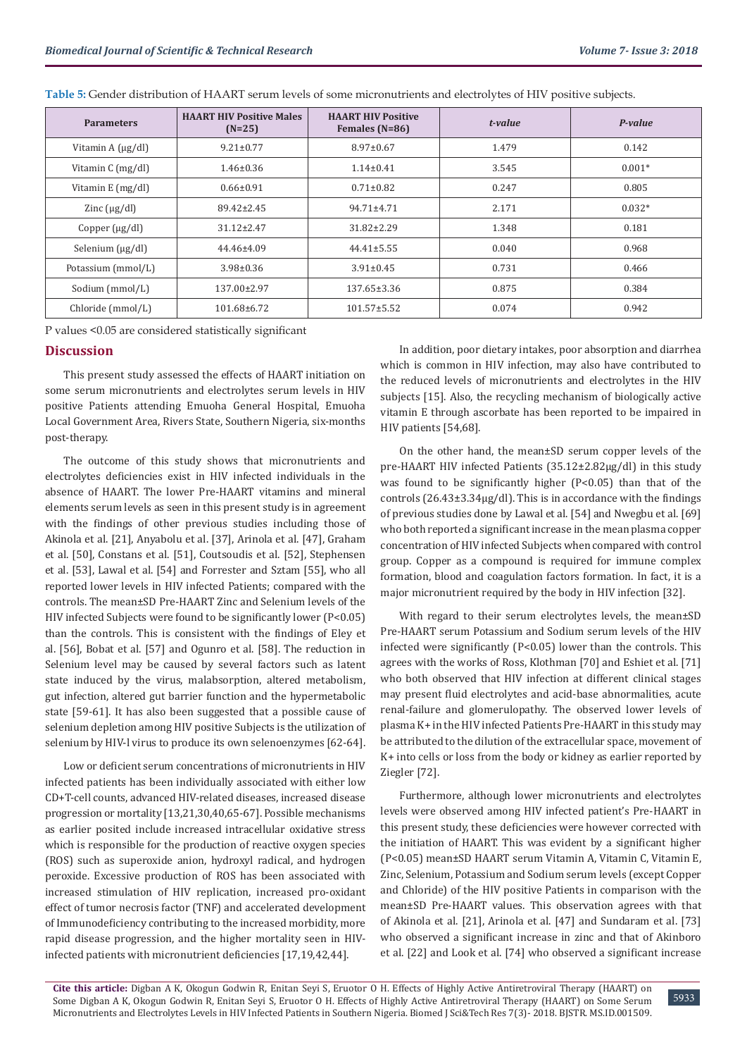**Table 5:** Gender distribution of HAART serum levels of some micronutrients and electrolytes of HIV positive subjects.

| Parameters | HAART HIV Positive Males (N=25) | HAART HIV Positive Females (N=86) | *t-value* | *P-value* |
|---|---|---|---|---|
| Vitamin A (µg/dl) | 9.21±0.77 | 8.97±0.67 | 1.479 | 0.142 |
| Vitamin C (mg/dl) | 1.46±0.36 | 1.14±0.41 | 3.545 | 0.001* |
| Vitamin E (mg/dl) | 0.66±0.91 | 0.71±0.82 | 0.247 | 0.805 |
| Zinc (µg/dl) | 89.42±2.45 | 94.71±4.71 | 2.171 | 0.032* |
| Copper (µg/dl) | 31.12±2.47 | 31.82±2.29 | 1.348 | 0.181 |
| Selenium (µg/dl) | 44.46±4.09 | 44.41±5.55 | 0.040 | 0.968 |
| Potassium (mmol/L) | 3.98±0.36 | 3.91±0.45 | 0.731 | 0.466 |
| Sodium (mmol/L) | 137.00±2.97 | 137.65±3.36 | 0.875 | 0.384 |
| Chloride (mmol/L) | 101.68±6.72 | 101.57±5.52 | 0.074 | 0.942 |

P values <0.05 are considered statistically significant

## Discussion

This present study assessed the effects of HAART initiation on some serum micronutrients and electrolytes serum levels in HIV positive Patients attending Emuoha General Hospital, Emuoha Local Government Area, Rivers State, Southern Nigeria, six-months post-therapy.

The outcome of this study shows that micronutrients and electrolytes deficiencies exist in HIV infected individuals in the absence of HAART. The lower Pre-HAART vitamins and mineral elements serum levels as seen in this present study is in agreement with the findings of other previous studies including those of Akinola et al. [21], Anyabolu et al. [37], Arinola et al. [47], Graham et al. [50], Constans et al. [51], Coutsoudis et al. [52], Stephensen et al. [53], Lawal et al. [54] and Forrester and Sztam [55], who all reported lower levels in HIV infected Patients; compared with the controls. The mean±SD Pre-HAART Zinc and Selenium levels of the HIV infected Subjects were found to be significantly lower (P<0.05) than the controls. This is consistent with the findings of Eley et al. [56], Bobat et al. [57] and Ogunro et al. [58]. The reduction in Selenium level may be caused by several factors such as latent state induced by the virus, malabsorption, altered metabolism, gut infection, altered gut barrier function and the hypermetabolic state [59-61]. It has also been suggested that a possible cause of selenium depletion among HIV positive Subjects is the utilization of selenium by HIV-l virus to produce its own selenoenzymes [62-64].

Low or deficient serum concentrations of micronutrients in HIV infected patients has been individually associated with either low CD+T-cell counts, advanced HIV-related diseases, increased disease progression or mortality [13,21,30,40,65-67]. Possible mechanisms as earlier posited include increased intracellular oxidative stress which is responsible for the production of reactive oxygen species (ROS) such as superoxide anion, hydroxyl radical, and hydrogen peroxide. Excessive production of ROS has been associated with increased stimulation of HIV replication, increased pro-oxidant effect of tumor necrosis factor (TNF) and accelerated development of Immunodeficiency contributing to the increased morbidity, more rapid disease progression, and the higher mortality seen in HIV-infected patients with micronutrient deficiencies [17,19,42,44].

In addition, poor dietary intakes, poor absorption and diarrhea which is common in HIV infection, may also have contributed to the reduced levels of micronutrients and electrolytes in the HIV subjects [15]. Also, the recycling mechanism of biologically active vitamin E through ascorbate has been reported to be impaired in HIV patients [54,68].

On the other hand, the mean±SD serum copper levels of the pre-HAART HIV infected Patients (35.12±2.82µg/dl) in this study was found to be significantly higher (P<0.05) than that of the controls (26.43±3.34µg/dl). This is in accordance with the findings of previous studies done by Lawal et al. [54] and Nwegbu et al. [69] who both reported a significant increase in the mean plasma copper concentration of HIV infected Subjects when compared with control group. Copper as a compound is required for immune complex formation, blood and coagulation factors formation. In fact, it is a major micronutrient required by the body in HIV infection [32].

With regard to their serum electrolytes levels, the mean±SD Pre-HAART serum Potassium and Sodium serum levels of the HIV infected were significantly (P<0.05) lower than the controls. This agrees with the works of Ross, Klothman [70] and Eshiet et al. [71] who both observed that HIV infection at different clinical stages may present fluid electrolytes and acid-base abnormalities, acute renal-failure and glomerulopathy. The observed lower levels of plasma $K^+$ in the HIV infected Patients Pre-HAART in this study may be attributed to the dilution of the extracellular space, movement of $K^+$ into cells or loss from the body or kidney as earlier reported by Ziegler [72].

Furthermore, although lower micronutrients and electrolytes levels were observed among HIV infected patient's Pre-HAART in this present study, these deficiencies were however corrected with the initiation of HAART. This was evident by a significant higher (P<0.05) mean±SD HAART serum Vitamin A, Vitamin C, Vitamin E, Zinc, Selenium, Potassium and Sodium serum levels (except Copper and Chloride) of the HIV positive Patients in comparison with the mean±SD Pre-HAART values. This observation agrees with that of Akinola et al. [21], Arinola et al. [47] and Sundaram et al. [73] who observed a significant increase in zinc and that of Akinboro et al. [22] and Look et al. [74] who observed a significant increase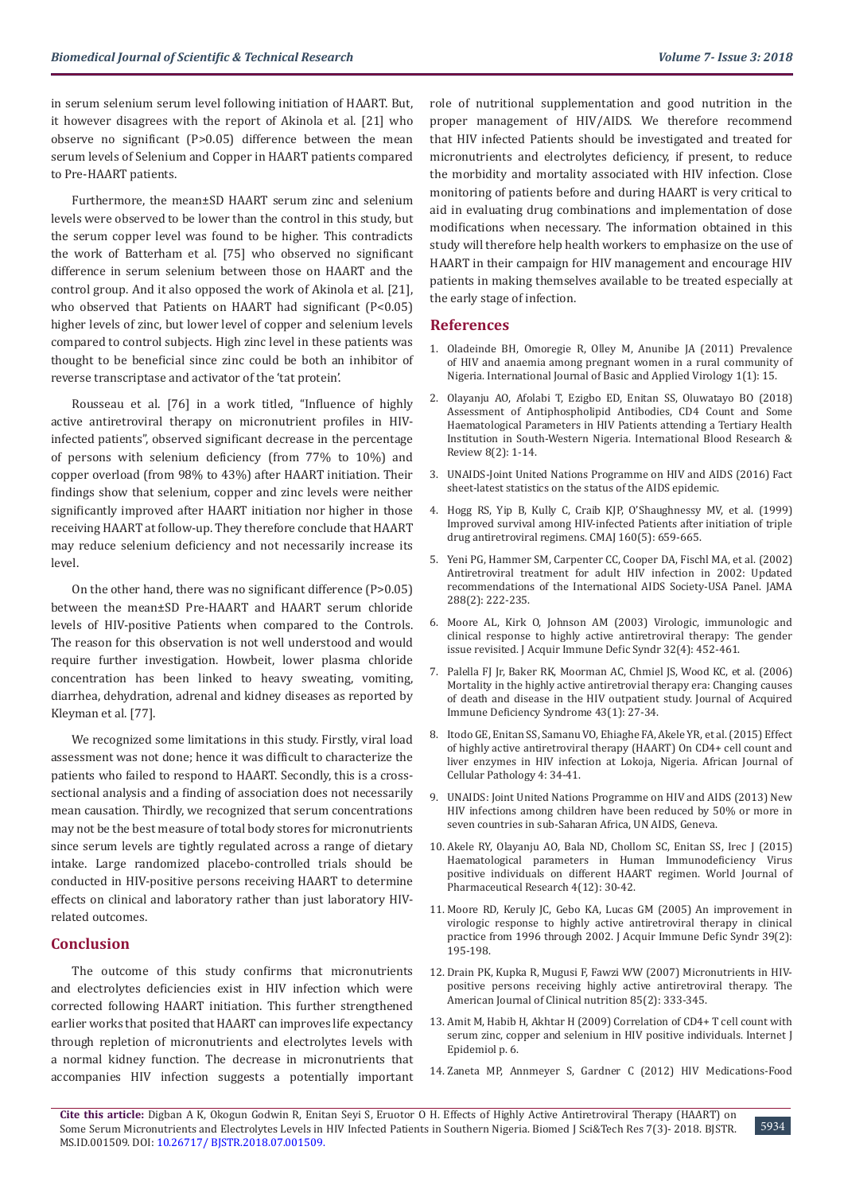in serum selenium serum level following initiation of HAART. But, it however disagrees with the report of Akinola et al. [21] who observe no significant (P>0.05) difference between the mean serum levels of Selenium and Copper in HAART patients compared to Pre-HAART patients.

Furthermore, the mean±SD HAART serum zinc and selenium levels were observed to be lower than the control in this study, but the serum copper level was found to be higher. This contradicts the work of Batterham et al. [75] who observed no significant difference in serum selenium between those on HAART and the control group. And it also opposed the work of Akinola et al. [21], who observed that Patients on HAART had significant (P<0.05) higher levels of zinc, but lower level of copper and selenium levels compared to control subjects. High zinc level in these patients was thought to be beneficial since zinc could be both an inhibitor of reverse transcriptase and activator of the 'tat protein'.

Rousseau et al. [76] in a work titled, "Influence of highly active antiretroviral therapy on micronutrient profiles in HIV-infected patients", observed significant decrease in the percentage of persons with selenium deficiency (from 77% to 10%) and copper overload (from 98% to 43%) after HAART initiation. Their findings show that selenium, copper and zinc levels were neither significantly improved after HAART initiation nor higher in those receiving HAART at follow-up. They therefore conclude that HAART may reduce selenium deficiency and not necessarily increase its level.

On the other hand, there was no significant difference (P>0.05) between the mean±SD Pre-HAART and HAART serum chloride levels of HIV-positive Patients when compared to the Controls. The reason for this observation is not well understood and would require further investigation. Howbeit, lower plasma chloride concentration has been linked to heavy sweating, vomiting, diarrhea, dehydration, adrenal and kidney diseases as reported by Kleyman et al. [77].

We recognized some limitations in this study. Firstly, viral load assessment was not done; hence it was difficult to characterize the patients who failed to respond to HAART. Secondly, this is a cross-sectional analysis and a finding of association does not necessarily mean causation. Thirdly, we recognized that serum concentrations may not be the best measure of total body stores for micronutrients since serum levels are tightly regulated across a range of dietary intake. Large randomized placebo-controlled trials should be conducted in HIV-positive persons receiving HAART to determine effects on clinical and laboratory rather than just laboratory HIV-related outcomes.

## Conclusion

The outcome of this study confirms that micronutrients and electrolytes deficiencies exist in HIV infection which were corrected following HAART initiation. This further strengthened earlier works that posited that HAART can improves life expectancy through repletion of micronutrients and electrolytes levels with a normal kidney function. The decrease in micronutrients that accompanies HIV infection suggests a potentially important role of nutritional supplementation and good nutrition in the proper management of HIV/AIDS. We therefore recommend that HIV infected Patients should be investigated and treated for micronutrients and electrolytes deficiency, if present, to reduce the morbidity and mortality associated with HIV infection. Close monitoring of patients before and during HAART is very critical to aid in evaluating drug combinations and implementation of dose modifications when necessary. The information obtained in this study will therefore help health workers to emphasize on the use of HAART in their campaign for HIV management and encourage HIV patients in making themselves available to be treated especially at the early stage of infection.

## References

1. Oladeinde BH, Omoregie R, Olley M, Anunibe JA (2011) Prevalence of HIV and anaemia among pregnant women in a rural community of Nigeria. International Journal of Basic and Applied Virology 1(1): 15.
2. Olayanju AO, Afolabi T, Ezigbo ED, Enitan SS, Oluwatayo BO (2018) Assessment of Antiphospholipid Antibodies, CD4 Count and Some Haematological Parameters in HIV Patients attending a Tertiary Health Institution in South-Western Nigeria. International Blood Research & Review 8(2): 1-14.
3. UNAIDS-Joint United Nations Programme on HIV and AIDS (2016) Fact sheet-latest statistics on the status of the AIDS epidemic.
4. Hogg RS, Yip B, Kully C, Craib KJP, O'Shaughnessy MV, et al. (1999) Improved survival among HIV-infected Patients after initiation of triple drug antiretroviral regimens. CMAJ 160(5): 659-665.
5. Yeni PG, Hammer SM, Carpenter CC, Cooper DA, Fischl MA, et al. (2002) Antiretroviral treatment for adult HIV infection in 2002: Updated recommendations of the International AIDS Society-USA Panel. JAMA 288(2): 222-235.
6. Moore AL, Kirk O, Johnson AM (2003) Virologic, immunologic and clinical response to highly active antiretroviral therapy: The gender issue revisited. J Acquir Immune Defic Syndr 32(4): 452-461.
7. Palella FJ Jr, Baker RK, Moorman AC, Chmiel JS, Wood KC, et al. (2006) Mortality in the highly active antiretrovial therapy era: Changing causes of death and disease in the HIV outpatient study. Journal of Acquired Immune Deficiency Syndrome 43(1): 27-34.
8. Itodo GE, Enitan SS, Samanu VO, Ehiaghe FA, Akele YR, et al. (2015) Effect of highly active antiretroviral therapy (HAART) On CD4+ cell count and liver enzymes in HIV infection at Lokoja, Nigeria. African Journal of Cellular Pathology 4: 34-41.
9. UNAIDS: Joint United Nations Programme on HIV and AIDS (2013) New HIV infections among children have been reduced by 50% or more in seven countries in sub-Saharan Africa, UN AIDS, Geneva.
10. Akele RY, Olayanju AO, Bala ND, Chollom SC, Enitan SS, Irec J (2015) Haematological parameters in Human Immunodeficiency Virus positive individuals on different HAART regimen. World Journal of Pharmaceutical Research 4(12): 30-42.
11. Moore RD, Keruly JC, Gebo KA, Lucas GM (2005) An improvement in virologic response to highly active antiretroviral therapy in clinical practice from 1996 through 2002. J Acquir Immune Defic Syndr 39(2): 195-198.
12. Drain PK, Kupka R, Mugusi F, Fawzi WW (2007) Micronutrients in HIV-positive persons receiving highly active antiretroviral therapy. The American Journal of Clinical nutrition 85(2): 333-345.
13. Amit M, Habib H, Akhtar H (2009) Correlation of CD4+ T cell count with serum zinc, copper and selenium in HIV positive individuals. Internet J Epidemiol p. 6.
14. Zaneta MP, Annmeyer S, Gardner C (2012) HIV Medications-Food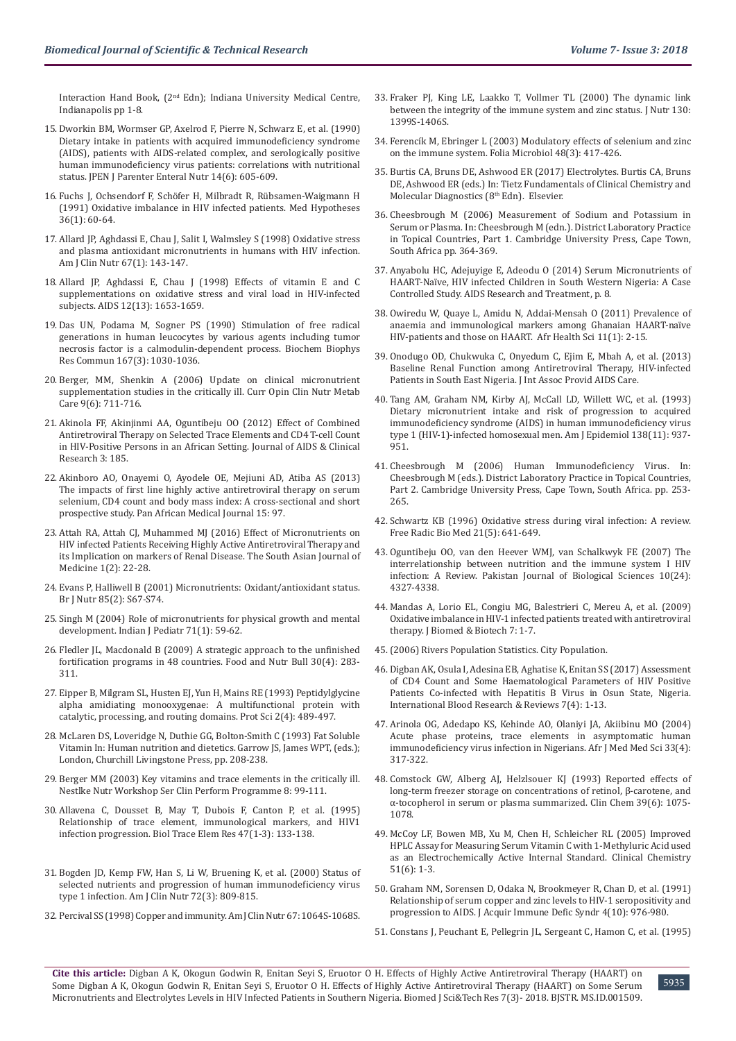Interaction Hand Book, (2nd Edn); Indiana University Medical Centre, Indianapolis pp 1-8.

15. Dworkin BM, Wormser GP, Axelrod F, Pierre N, Schwarz E, et al. (1990) Dietary intake in patients with acquired immunodeficiency syndrome (AIDS), patients with AIDS-related complex, and serologically positive human immunodeficiency virus patients: correlations with nutritional status. JPEN J Parenter Enteral Nutr 14(6): 605-609.
16. Fuchs J, Ochsendorf F, Schöfer H, Milbradt R, Rübsamen-Waigmann H (1991) Oxidative imbalance in HIV infected patients. Med Hypotheses 36(1): 60-64.
17. Allard JP, Aghdassi E, Chau J, Salit I, Walmsley S (1998) Oxidative stress and plasma antioxidant micronutrients in humans with HIV infection. Am J Clin Nutr 67(1): 143-147.
18. Allard JP, Aghdassi E, Chau J (1998) Effects of vitamin E and C supplementations on oxidative stress and viral load in HIV-infected subjects. AIDS 12(13): 1653-1659.
19. Das UN, Podama M, Sogner PS (1990) Stimulation of free radical generations in human leucocytes by various agents including tumor necrosis factor is a calmodulin-dependent process. Biochem Biophys Res Commun 167(3): 1030-1036.
20. Berger, MM, Shenkin A (2006) Update on clinical micronutrient supplementation studies in the critically ill. Curr Opin Clin Nutr Metab Care 9(6): 711-716.
21. Akinola FF, Akinjinmi AA, Oguntibeju OO (2012) Effect of Combined Antiretroviral Therapy on Selected Trace Elements and CD4 T-cell Count in HIV-Positive Persons in an African Setting. Journal of AIDS & Clinical Research 3: 185.
22. Akinboro AO, Onayemi O, Ayodele OE, Mejiuni AD, Atiba AS (2013) The impacts of first line highly active antiretroviral therapy on serum selenium, CD4 count and body mass index: A cross-sectional and short prospective study. Pan African Medical Journal 15: 97.
23. Attah RA, Attah CJ, Muhammed MJ (2016) Effect of Micronutrients on HIV infected Patients Receiving Highly Active Antiretroviral Therapy and its Implication on markers of Renal Disease. The South Asian Journal of Medicine 1(2): 22-28.
24. Evans P, Halliwell B (2001) Micronutrients: Oxidant/antioxidant status. Br J Nutr 85(2): S67-S74.
25. Singh M (2004) Role of micronutrients for physical growth and mental development. Indian J Pediatr 71(1): 59-62.
26. Fledler JL, Macdonald B (2009) A strategic approach to the unfinished fortification programs in 48 countries. Food and Nutr Bull 30(4): 283-311.
27. Eipper B, Milgram SL, Husten EJ, Yun H, Mains RE (1993) Peptidylglycine alpha amidiating monooxygenae: A multifunctional protein with catalytic, processing, and routing domains. Prot Sci 2(4): 489-497.
28. McLaren DS, Loveridge N, Duthie GG, Bolton-Smith C (1993) Fat Soluble Vitamin In: Human nutrition and dietetics. Garrow JS, James WPT, (eds.); London, Churchill Livingstone Press, pp. 208-238.
29. Berger MM (2003) Key vitamins and trace elements in the critically ill. Nestlke Nutr Workshop Ser Clin Perform Programme 8: 99-111.
30. Allavena C, Dousset B, May T, Dubois F, Canton P, et al. (1995) Relationship of trace element, immunological markers, and HIV1 infection progression. Biol Trace Elem Res 47(1-3): 133-138.
31. Bogden JD, Kemp FW, Han S, Li W, Bruening K, et al. (2000) Status of selected nutrients and progression of human immunodeficiency virus type 1 infection. Am J Clin Nutr 72(3): 809-815.
32. Percival SS (1998) Copper and immunity. Am J Clin Nutr 67: 1064S-1068S.
33. Fraker PJ, King LE, Laakko T, Vollmer TL (2000) The dynamic link between the integrity of the immune system and zinc status. J Nutr 130: 1399S-1406S.
34. Ferencík M, Ebringer L (2003) Modulatory effects of selenium and zinc on the immune system. Folia Microbiol 48(3): 417-426.
35. Burtis CA, Bruns DE, Ashwood ER (2017) Electrolytes. Burtis CA, Bruns DE, Ashwood ER (eds.) In: Tietz Fundamentals of Clinical Chemistry and Molecular Diagnostics (8th Edn). Elsevier.
36. Cheesbrough M (2006) Measurement of Sodium and Potassium in Serum or Plasma. In: Cheesbrough M (edn.). District Laboratory Practice in Topical Countries, Part 1. Cambridge University Press, Cape Town, South Africa pp. 364-369.
37. Anyabolu HC, Adejuyige E, Adeodu O (2014) Serum Micronutrients of HAART-Naïve, HIV infected Children in South Western Nigeria: A Case Controlled Study. AIDS Research and Treatment, p. 8.
38. Owiredu W, Quaye L, Amidu N, Addai-Mensah O (2011) Prevalence of anaemia and immunological markers among Ghanaian HAART-naïve HIV-patients and those on HAART. Afr Health Sci 11(1): 2-15.
39. Onodugo OD, Chukwuka C, Onyedum C, Ejim E, Mbah A, et al. (2013) Baseline Renal Function among Antiretroviral Therapy, HIV-infected Patients in South East Nigeria. J Int Assoc Provid AIDS Care.
40. Tang AM, Graham NM, Kirby AJ, McCall LD, Willett WC, et al. (1993) Dietary micronutrient intake and risk of progression to acquired immunodeficiency syndrome (AIDS) in human immunodeficiency virus type 1 (HIV-1)-infected homosexual men. Am J Epidemiol 138(11): 937-951.
41. Cheesbrough M (2006) Human Immunodeficiency Virus. In: Cheesbrough M (eds.). District Laboratory Practice in Topical Countries, Part 2. Cambridge University Press, Cape Town, South Africa. pp. 253-265.
42. Schwartz KB (1996) Oxidative stress during viral infection: A review. Free Radic Bio Med 21(5): 641-649.
43. Oguntibeju OO, van den Heever WMJ, van Schalkwyk FE (2007) The interrelationship between nutrition and the immune system I HIV infection: A Review. Pakistan Journal of Biological Sciences 10(24): 4327-4338.
44. Mandas A, Lorio EL, Congiu MG, Balestrieri C, Mereu A, et al. (2009) Oxidative imbalance in HIV-1 infected patients treated with antiretroviral therapy. J Biomed & Biotech 7: 1-7.
45. (2006) Rivers Population Statistics. City Population.
46. Digban AK, Osula I, Adesina EB, Aghatise K, Enitan SS (2017) Assessment of CD4 Count and Some Haematological Parameters of HIV Positive Patients Co-infected with Hepatitis B Virus in Osun State, Nigeria. International Blood Research & Reviews 7(4): 1-13.
47. Arinola OG, Adedapo KS, Kehinde AO, Olaniyi JA, Akiibinu MO (2004) Acute phase proteins, trace elements in asymptomatic human immunodeficiency virus infection in Nigerians. Afr J Med Med Sci 33(4): 317-322.
48. Comstock GW, Alberg AJ, Helzlsouer KJ (1993) Reported effects of long-term freezer storage on concentrations of retinol, β-carotene, and α-tocopherol in serum or plasma summarized. Clin Chem 39(6): 1075-1078.
49. McCoy LF, Bowen MB, Xu M, Chen H, Schleicher RL (2005) Improved HPLC Assay for Measuring Serum Vitamin C with 1-Methyluric Acid used as an Electrochemically Active Internal Standard. Clinical Chemistry 51(6): 1-3.
50. Graham NM, Sorensen D, Odaka N, Brookmeyer R, Chan D, et al. (1991) Relationship of serum copper and zinc levels to HIV-1 seropositivity and progression to AIDS. J Acquir Immune Defic Syndr 4(10): 976-980.
51. Constans J, Peuchant E, Pellegrin JL, Sergeant C, Hamon C, et al. (1995)

**Cite this article:** Digban A K, Okogun Godwin R, Enitan Seyi S, Eruotor O H. Effects of Highly Active Antiretroviral Therapy (HAART) on Some Digban A K, Okogun Godwin R, Enitan Seyi S, Eruotor O H. Effects of Highly Active Antiretroviral Therapy (HAART) on Some Serum Micronutrients and Electrolytes Levels in HIV Infected Patients in Southern Nigeria. Biomed J Sci&Tech Res 7(3)- 2018. BJSTR. MS.ID.001509.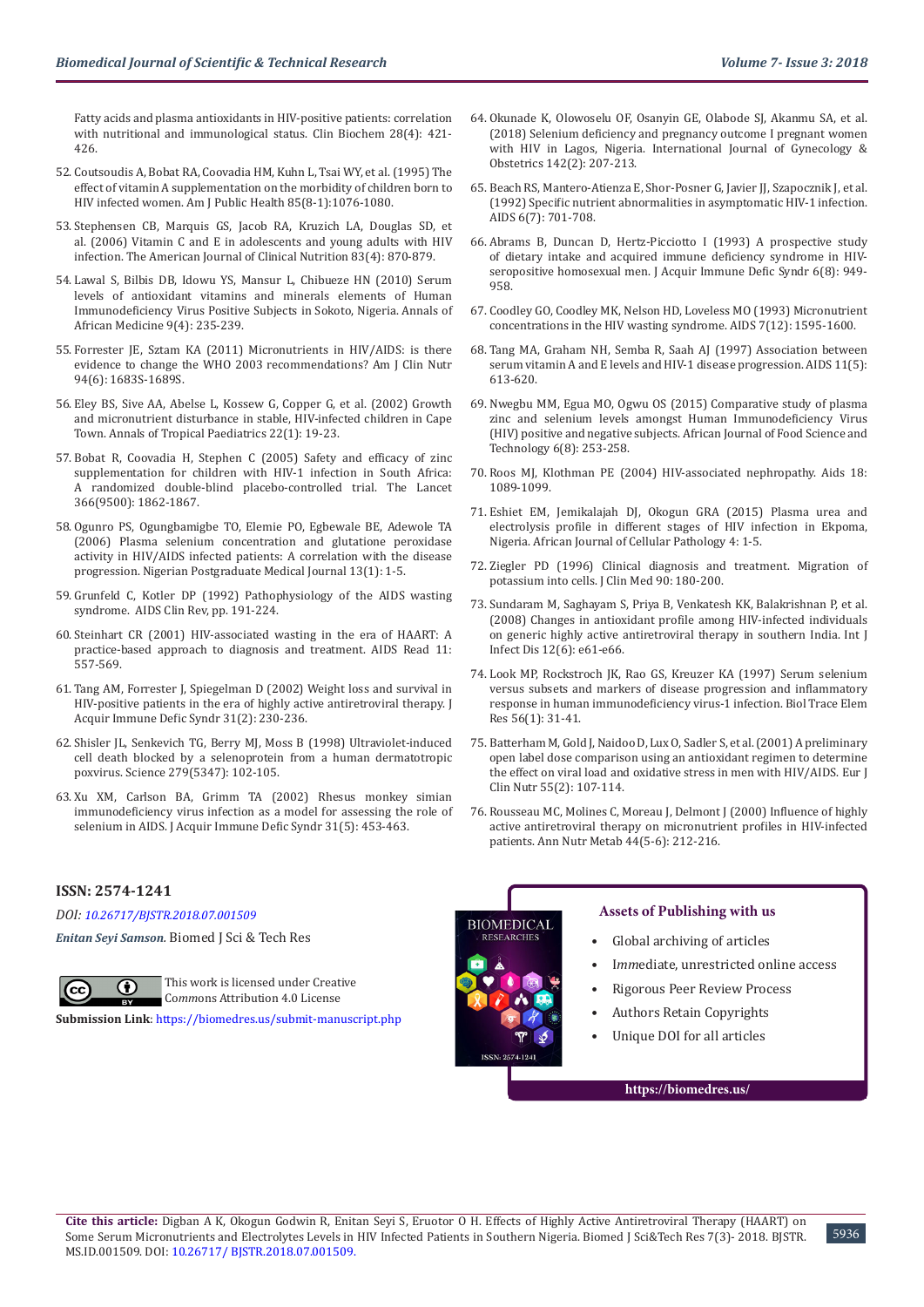Fatty acids and plasma antioxidants in HIV-positive patients: correlation with nutritional and immunological status. Clin Biochem 28(4): 421-426.

52. Coutsoudis A, Bobat RA, Coovadia HM, Kuhn L, Tsai WY, et al. (1995) The effect of vitamin A supplementation on the morbidity of children born to HIV infected women. Am J Public Health 85(8-1):1076-1080.
53. Stephensen CB, Marquis GS, Jacob RA, Kruzich LA, Douglas SD, et al. (2006) Vitamin C and E in adolescents and young adults with HIV infection. The American Journal of Clinical Nutrition 83(4): 870-879.
54. Lawal S, Bilbis DB, Idowu YS, Mansur L, Chibueze HN (2010) Serum levels of antioxidant vitamins and minerals elements of Human Immunodeficiency Virus Positive Subjects in Sokoto, Nigeria. Annals of African Medicine 9(4): 235-239.
55. Forrester JE, Sztam KA (2011) Micronutrients in HIV/AIDS: is there evidence to change the WHO 2003 recommendations? Am J Clin Nutr 94(6): 1683S-1689S.
56. Eley BS, Sive AA, Abelse L, Kossew G, Copper G, et al. (2002) Growth and micronutrient disturbance in stable, HIV-infected children in Cape Town. Annals of Tropical Paediatrics 22(1): 19-23.
57. Bobat R, Coovadia H, Stephen C (2005) Safety and efficacy of zinc supplementation for children with HIV-1 infection in South Africa: A randomized double-blind placebo-controlled trial. The Lancet 366(9500): 1862-1867.
58. Ogunro PS, Ogungbamigbe TO, Elemie PO, Egbewale BE, Adewole TA (2006) Plasma selenium concentration and glutatione peroxidase activity in HIV/AIDS infected patients: A correlation with the disease progression. Nigerian Postgraduate Medical Journal 13(1): 1-5.
59. Grunfeld C, Kotler DP (1992) Pathophysiology of the AIDS wasting syndrome. AIDS Clin Rev, pp. 191-224.
60. Steinhart CR (2001) HIV-associated wasting in the era of HAART: A practice-based approach to diagnosis and treatment. AIDS Read 11: 557-569.
61. Tang AM, Forrester J, Spiegelman D (2002) Weight loss and survival in HIV-positive patients in the era of highly active antiretroviral therapy. J Acquir Immune Defic Syndr 31(2): 230-236.
62. Shisler JL, Senkevich TG, Berry MJ, Moss B (1998) Ultraviolet-induced cell death blocked by a selenoprotein from a human dermatotropic poxvirus. Science 279(5347): 102-105.
63. Xu XM, Carlson BA, Grimm TA (2002) Rhesus monkey simian immunodeficiency virus infection as a model for assessing the role of selenium in AIDS. J Acquir Immune Defic Syndr 31(5): 453-463.
64. Okunade K, Olowoselu OF, Osanyin GE, Olabode SJ, Akanmu SA, et al. (2018) Selenium deficiency and pregnancy outcome I pregnant women with HIV in Lagos, Nigeria. International Journal of Gynecology & Obstetrics 142(2): 207-213.
65. Beach RS, Mantero-Atienza E, Shor-Posner G, Javier JJ, Szapocznik J, et al. (1992) Specific nutrient abnormalities in asymptomatic HIV-1 infection. AIDS 6(7): 701-708.
66. Abrams B, Duncan D, Hertz-Picciotto I (1993) A prospective study of dietary intake and acquired immune deficiency syndrome in HIV-seropositive homosexual men. J Acquir Immune Defic Syndr 6(8): 949-958.
67. Coodley GO, Coodley MK, Nelson HD, Loveless MO (1993) Micronutrient concentrations in the HIV wasting syndrome. AIDS 7(12): 1595-1600.
68. Tang MA, Graham NH, Semba R, Saah AJ (1997) Association between serum vitamin A and E levels and HIV-1 disease progression. AIDS 11(5): 613-620.
69. Nwegbu MM, Egua MO, Ogwu OS (2015) Comparative study of plasma zinc and selenium levels amongst Human Immunodeficiency Virus (HIV) positive and negative subjects. African Journal of Food Science and Technology 6(8): 253-258.
70. Roos MJ, Klothman PE (2004) HIV-associated nephropathy. Aids 18: 1089-1099.
71. Eshiet EM, Jemikalajah DJ, Okogun GRA (2015) Plasma urea and electrolysis profile in different stages of HIV infection in Ekpoma, Nigeria. African Journal of Cellular Pathology 4: 1-5.
72. Ziegler PD (1996) Clinical diagnosis and treatment. Migration of potassium into cells. J Clin Med 90: 180-200.
73. Sundaram M, Saghayam S, Priya B, Venkatesh KK, Balakrishnan P, et al. (2008) Changes in antioxidant profile among HIV-infected individuals on generic highly active antiretroviral therapy in southern India. Int J Infect Dis 12(6): e61-e66.
74. Look MP, Rockstroch JK, Rao GS, Kreuzer KA (1997) Serum selenium versus subsets and markers of disease progression and inflammatory response in human immunodeficiency virus-1 infection. Biol Trace Elem Res 56(1): 31-41.
75. Batterham M, Gold J, Naidoo D, Lux O, Sadler S, et al. (2001) A preliminary open label dose comparison using an antioxidant regimen to determine the effect on viral load and oxidative stress in men with HIV/AIDS. Eur J Clin Nutr 55(2): 107-114.
76. Rousseau MC, Molines C, Moreau J, Delmont J (2000) Influence of highly active antiretroviral therapy on micronutrient profiles in HIV-infected patients. Ann Nutr Metab 44(5-6): 212-216.

**ISSN: 2574-1241**

*DOI: 10.26717/BJSTR.2018.07.001509*

***Enitan Seyi Samson.*** Biomed J Sci & Tech Res

This work is licensed under Creative Commons Attribution 4.0 License

**Submission Link**: https://biomedres.us/submit-manuscript.php

**Assets of Publishing with us**

- Global archiving of articles
- Immediate, unrestricted online access
- Rigorous Peer Review Process
- Authors Retain Copyrights
- Unique DOI for all articles

**https://biomedres.us/**

**Cite this article:** Digban A K, Okogun Godwin R, Enitan Seyi S, Eruotor O H. Effects of Highly Active Antiretroviral Therapy (HAART) on Some Serum Micronutrients and Electrolytes Levels in HIV Infected Patients in Southern Nigeria. Biomed J Sci&Tech Res 7(3)- 2018. BJSTR. MS.ID.001509. DOI: 10.26717/ BJSTR.2018.07.001509.